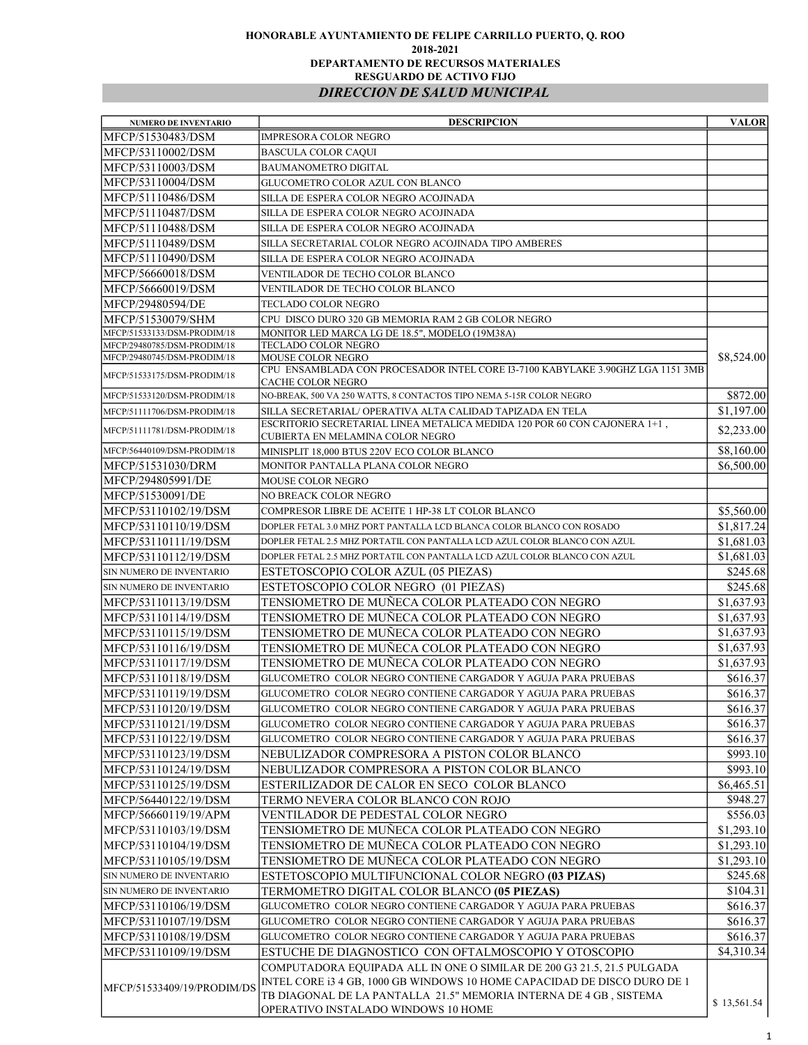**HONORABLE AYUNTAMIENTO DE FELIPE CARRILLO PUERTO, Q. ROO**

**2018-2021**

**DEPARTAMENTO DE RECURSOS MATERIALES**

**RESGUARDO DE ACTIVO FIJO**

## *DIRECCION DE SALUD MUNICIPAL*

| NUMERO DE INVENTARIO | DESCRIPCION | VALOR |
|---|---|---|
| MFCP/51530483/DSM | IMPRESORA COLOR NEGRO | |
| MFCP/53110002/DSM | BASCULA COLOR CAQUI | |
| MFCP/53110003/DSM | BAUMANOMETRO DIGITAL | |
| MFCP/53110004/DSM | GLUCOMETRO COLOR AZUL CON BLANCO | |
| MFCP/51110486/DSM | SILLA DE ESPERA COLOR NEGRO ACOJINADA | |
| MFCP/51110487/DSM | SILLA DE ESPERA COLOR NEGRO ACOJINADA | |
| MFCP/51110488/DSM | SILLA DE ESPERA COLOR NEGRO ACOJINADA | |
| MFCP/51110489/DSM | SILLA SECRETARIAL COLOR NEGRO ACOJINADA TIPO AMBERES | |
| MFCP/51110490/DSM | SILLA DE ESPERA COLOR NEGRO ACOJINADA | |
| MFCP/56660018/DSM | VENTILADOR DE TECHO COLOR BLANCO | |
| MFCP/56660019/DSM | VENTILADOR DE TECHO COLOR BLANCO | |
| MFCP/29480594/DE | TECLADO COLOR NEGRO | |
| MFCP/51530079/SHM | CPU DISCO DURO 320 GB MEMORIA RAM 2 GB COLOR NEGRO | |
| MFCP/51533133/DSM-PRODIM/18 | MONITOR LED MARCA LG DE 18.5", MODELO (19M38A) | $8,524.00 |
| MFCP/29480785/DSM-PRODIM/18 | TECLADO COLOR NEGRO | |
| MFCP/29480745/DSM-PRODIM/18 | MOUSE COLOR NEGRO | |
| MFCP/51533175/DSM-PRODIM/18 | CPU ENSAMBLADA CON PROCESADOR INTEL CORE I3-7100 KABYLAKE 3.90GHZ LGA 1151 3MB CACHE COLOR NEGRO | |
| MFCP/51533120/DSM-PRODIM/18 | NO-BREAK, 500 VA 250 WATTS, 8 CONTACTOS TIPO NEMA 5-15R COLOR NEGRO | $872.00 |
| MFCP/51111706/DSM-PRODIM/18 | SILLA SECRETARIAL/ OPERATIVA ALTA CALIDAD TAPIZADA EN TELA | $1,197.00 |
| MFCP/51111781/DSM-PRODIM/18 | ESCRITORIO SECRETARIAL LINEA METALICA MEDIDA 120 POR 60 CON CAJONERA 1+1 , CUBIERTA EN MELAMINA COLOR NEGRO | $2,233.00 |
| MFCP/56440109/DSM-PRODIM/18 | MINISPLIT 18,000 BTUS 220V ECO COLOR BLANCO | $8,160.00 |
| MFCP/51531030/DRM | MONITOR PANTALLA PLANA COLOR NEGRO | $6,500.00 |
| MFCP/294805991/DE | MOUSE COLOR NEGRO | |
| MFCP/51530091/DE | NO BREACK COLOR NEGRO | |
| MFCP/53110102/19/DSM | COMPRESOR LIBRE DE ACEITE 1 HP-38 LT COLOR BLANCO | $5,560.00 |
| MFCP/53110110/19/DSM | DOPLER FETAL 3.0 MHZ PORT PANTALLA LCD BLANCA COLOR BLANCO CON ROSADO | $1,817.24 |
| MFCP/53110111/19/DSM | DOPLER FETAL 2.5 MHZ PORTATIL CON PANTALLA LCD AZUL COLOR BLANCO CON AZUL | $1,681.03 |
| MFCP/53110112/19/DSM | DOPLER FETAL 2.5 MHZ PORTATIL CON PANTALLA LCD AZUL COLOR BLANCO CON AZUL | $1,681.03 |
| SIN NUMERO DE INVENTARIO | ESTETOSCOPIO COLOR AZUL (05 PIEZAS) | $245.68 |
| SIN NUMERO DE INVENTARIO | ESTETOSCOPIO COLOR NEGRO (01 PIEZAS) | $245.68 |
| MFCP/53110113/19/DSM | TENSIOMETRO DE MUÑECA COLOR PLATEADO CON NEGRO | $1,637.93 |
| MFCP/53110114/19/DSM | TENSIOMETRO DE MUÑECA COLOR PLATEADO CON NEGRO | $1,637.93 |
| MFCP/53110115/19/DSM | TENSIOMETRO DE MUÑECA COLOR PLATEADO CON NEGRO | $1,637.93 |
| MFCP/53110116/19/DSM | TENSIOMETRO DE MUÑECA COLOR PLATEADO CON NEGRO | $1,637.93 |
| MFCP/53110117/19/DSM | TENSIOMETRO DE MUÑECA COLOR PLATEADO CON NEGRO | $1,637.93 |
| MFCP/53110118/19/DSM | GLUCOMETRO COLOR NEGRO CONTIENE CARGADOR Y AGUJA PARA PRUEBAS | $616.37 |
| MFCP/53110119/19/DSM | GLUCOMETRO COLOR NEGRO CONTIENE CARGADOR Y AGUJA PARA PRUEBAS | $616.37 |
| MFCP/53110120/19/DSM | GLUCOMETRO COLOR NEGRO CONTIENE CARGADOR Y AGUJA PARA PRUEBAS | $616.37 |
| MFCP/53110121/19/DSM | GLUCOMETRO COLOR NEGRO CONTIENE CARGADOR Y AGUJA PARA PRUEBAS | $616.37 |
| MFCP/53110122/19/DSM | GLUCOMETRO COLOR NEGRO CONTIENE CARGADOR Y AGUJA PARA PRUEBAS | $616.37 |
| MFCP/53110123/19/DSM | NEBULIZADOR COMPRESORA A PISTON COLOR BLANCO | $993.10 |
| MFCP/53110124/19/DSM | NEBULIZADOR COMPRESORA A PISTON COLOR BLANCO | $993.10 |
| MFCP/53110125/19/DSM | ESTERILIZADOR DE CALOR EN SECO COLOR BLANCO | $6,465.51 |
| MFCP/56440122/19/DSM | TERMO NEVERA COLOR BLANCO CON ROJO | $948.27 |
| MFCP/56660119/19/APM | VENTILADOR DE PEDESTAL COLOR NEGRO | $556.03 |
| MFCP/53110103/19/DSM | TENSIOMETRO DE MUÑECA COLOR PLATEADO CON NEGRO | $1,293.10 |
| MFCP/53110104/19/DSM | TENSIOMETRO DE MUÑECA COLOR PLATEADO CON NEGRO | $1,293.10 |
| MFCP/53110105/19/DSM | TENSIOMETRO DE MUÑECA COLOR PLATEADO CON NEGRO | $1,293.10 |
| SIN NUMERO DE INVENTARIO | ESTETOSCOPIO MULTIFUNCIONAL COLOR NEGRO **(03 PIZAS)** | $245.68 |
| SIN NUMERO DE INVENTARIO | TERMOMETRO DIGITAL COLOR BLANCO **(05 PIEZAS)** | $104.31 |
| MFCP/53110106/19/DSM | GLUCOMETRO COLOR NEGRO CONTIENE CARGADOR Y AGUJA PARA PRUEBAS | $616.37 |
| MFCP/53110107/19/DSM | GLUCOMETRO COLOR NEGRO CONTIENE CARGADOR Y AGUJA PARA PRUEBAS | $616.37 |
| MFCP/53110108/19/DSM | GLUCOMETRO COLOR NEGRO CONTIENE CARGADOR Y AGUJA PARA PRUEBAS | $616.37 |
| MFCP/53110109/19/DSM | ESTUCHE DE DIAGNOSTICO CON OFTALMOSCOPIO Y OTOSCOPIO | $4,310.34 |
| MFCP/51533409/19/PRODIM/DS | COMPUTADORA EQUIPADA ALL IN ONE O SIMILAR DE 200 G3 21.5, 21.5 PULGADA INTEL CORE i3 4 GB, 1000 GB WINDOWS 10 HOME CAPACIDAD DE DISCO DURO DE 1 TB DIAGONAL DE LA PANTALLA 21.5" MEMORIA INTERNA DE 4 GB , SISTEMA OPERATIVO INSTALADO WINDOWS 10 HOME | $ 13,561.54 |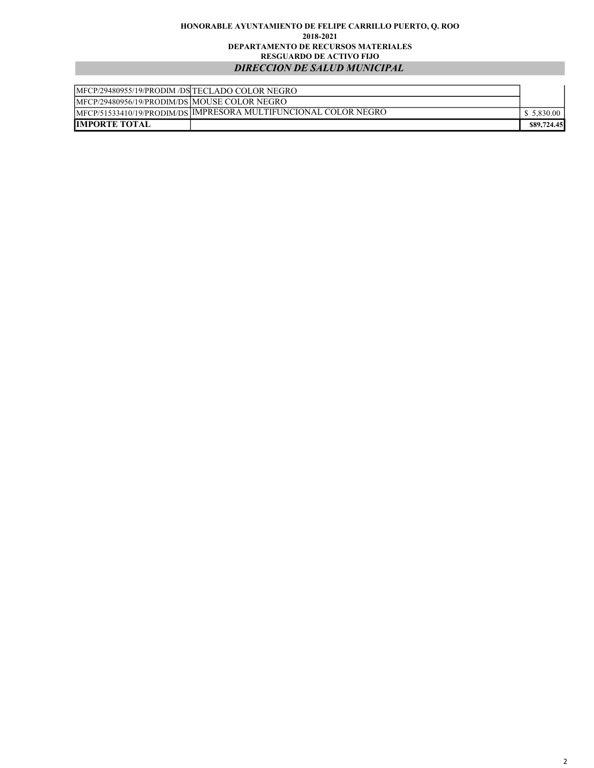**HONORABLE AYUNTAMIENTO DE FELIPE CARRILLO PUERTO, Q. ROO**

**2018-2021**

**DEPARTAMENTO DE RECURSOS MATERIALES**

**RESGUARDO DE ACTIVO FIJO**

## *DIRECCION DE SALUD MUNICIPAL*

| | | |
|---|---|---|
| MFCP/29480955/19/PRODIM /DS | TECLADO COLOR NEGRO | |
| MFCP/29480956/19/PRODIM/DS | MOUSE COLOR NEGRO | |
| MFCP/51533410/19/PRODIM/DS | IMPRESORA MULTIFUNCIONAL COLOR NEGRO | $ 5,830.00 |
| **IMPORTE TOTAL** | | **$89,724.45** |